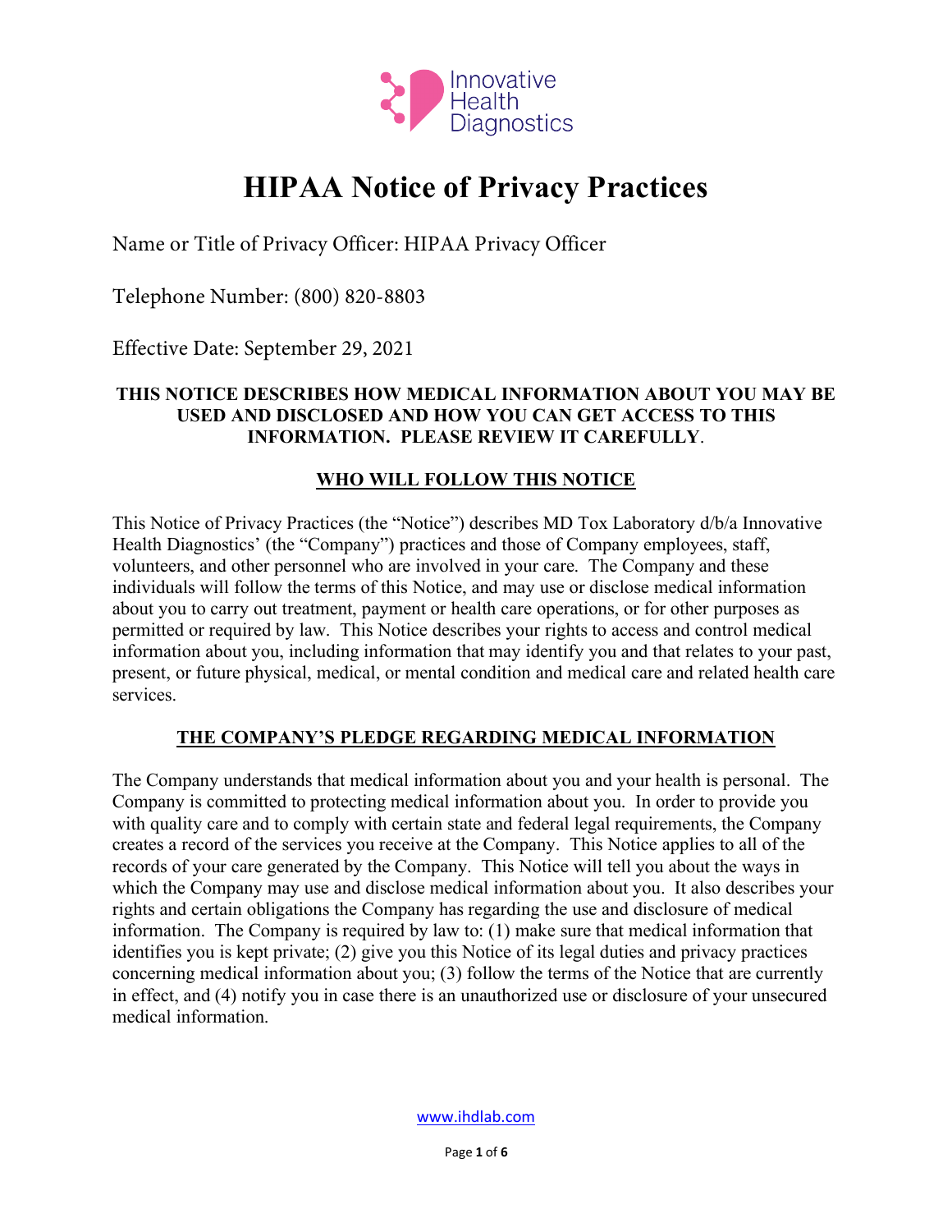Innovative Health Diagnostics

# HIPAA Notice of Privacy Practices

Name or Title of Privacy Officer: HIPAA Privacy Officer

Telephone Number: (800) 820-8803

Effective Date: September 29, 2021

**THIS NOTICE DESCRIBES HOW MEDICAL INFORMATION ABOUT YOU MAY BE USED AND DISCLOSED AND HOW YOU CAN GET ACCESS TO THIS INFORMATION. PLEASE REVIEW IT CAREFULLY**.

## WHO WILL FOLLOW THIS NOTICE

This Notice of Privacy Practices (the "Notice") describes MD Tox Laboratory d/b/a Innovative Health Diagnostics' (the "Company") practices and those of Company employees, staff, volunteers, and other personnel who are involved in your care. The Company and these individuals will follow the terms of this Notice, and may use or disclose medical information about you to carry out treatment, payment or health care operations, or for other purposes as permitted or required by law. This Notice describes your rights to access and control medical information about you, including information that may identify you and that relates to your past, present, or future physical, medical, or mental condition and medical care and related health care services.

## THE COMPANY'S PLEDGE REGARDING MEDICAL INFORMATION

The Company understands that medical information about you and your health is personal. The Company is committed to protecting medical information about you. In order to provide you with quality care and to comply with certain state and federal legal requirements, the Company creates a record of the services you receive at the Company. This Notice applies to all of the records of your care generated by the Company. This Notice will tell you about the ways in which the Company may use and disclose medical information about you. It also describes your rights and certain obligations the Company has regarding the use and disclosure of medical information. The Company is required by law to: (1) make sure that medical information that identifies you is kept private; (2) give you this Notice of its legal duties and privacy practices concerning medical information about you; (3) follow the terms of the Notice that are currently in effect, and (4) notify you in case there is an unauthorized use or disclosure of your unsecured medical information.

www.ihdlab.com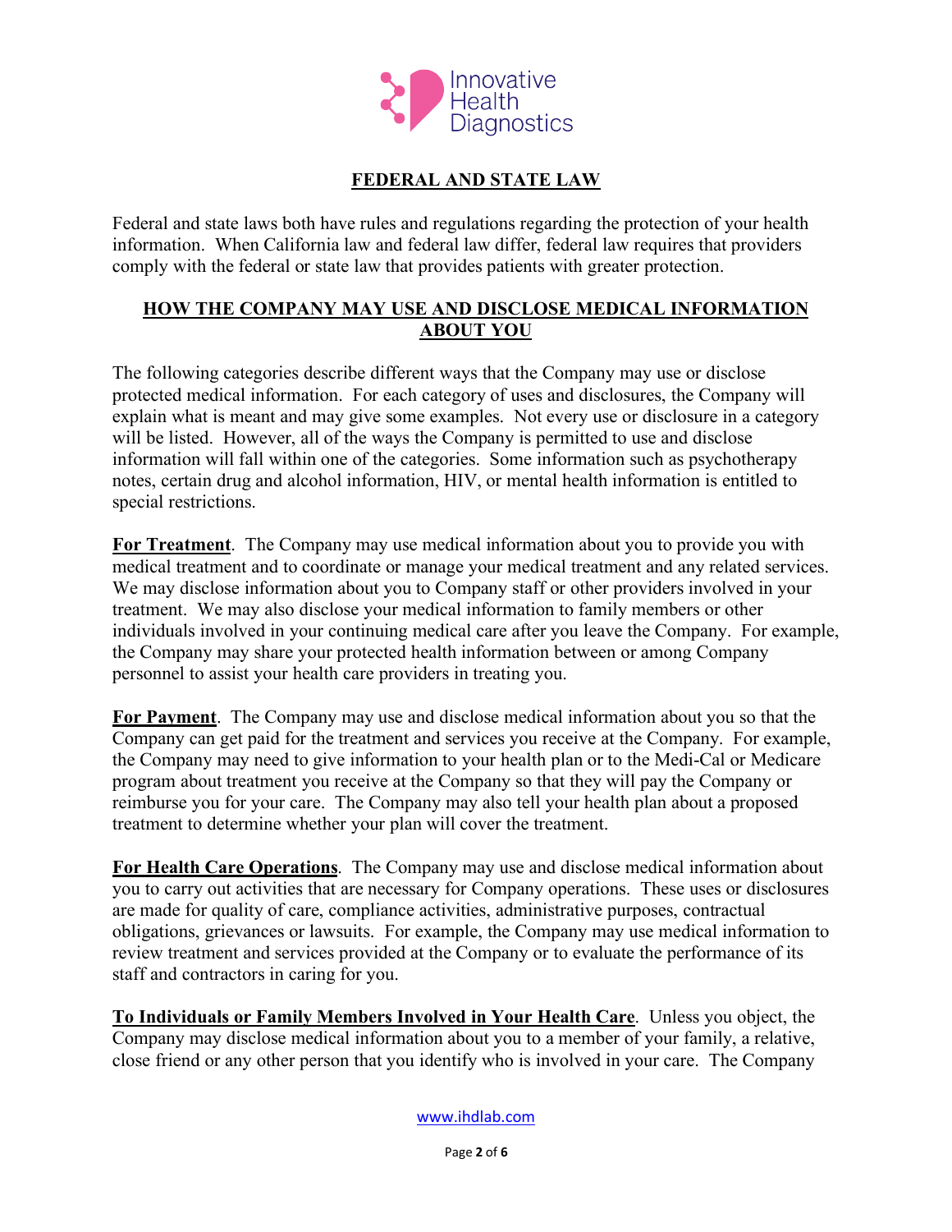## FEDERAL AND STATE LAW

Federal and state laws both have rules and regulations regarding the protection of your health information. When California law and federal law differ, federal law requires that providers comply with the federal or state law that provides patients with greater protection.

## HOW THE COMPANY MAY USE AND DISCLOSE MEDICAL INFORMATION ABOUT YOU

The following categories describe different ways that the Company may use or disclose protected medical information. For each category of uses and disclosures, the Company will explain what is meant and may give some examples. Not every use or disclosure in a category will be listed. However, all of the ways the Company is permitted to use and disclose information will fall within one of the categories. Some information such as psychotherapy notes, certain drug and alcohol information, HIV, or mental health information is entitled to special restrictions.

**For Treatment**. The Company may use medical information about you to provide you with medical treatment and to coordinate or manage your medical treatment and any related services. We may disclose information about you to Company staff or other providers involved in your treatment. We may also disclose your medical information to family members or other individuals involved in your continuing medical care after you leave the Company. For example, the Company may share your protected health information between or among Company personnel to assist your health care providers in treating you.

**For Payment**. The Company may use and disclose medical information about you so that the Company can get paid for the treatment and services you receive at the Company. For example, the Company may need to give information to your health plan or to the Medi-Cal or Medicare program about treatment you receive at the Company so that they will pay the Company or reimburse you for your care. The Company may also tell your health plan about a proposed treatment to determine whether your plan will cover the treatment.

**For Health Care Operations**. The Company may use and disclose medical information about you to carry out activities that are necessary for Company operations. These uses or disclosures are made for quality of care, compliance activities, administrative purposes, contractual obligations, grievances or lawsuits. For example, the Company may use medical information to review treatment and services provided at the Company or to evaluate the performance of its staff and contractors in caring for you.

**To Individuals or Family Members Involved in Your Health Care**. Unless you object, the Company may disclose medical information about you to a member of your family, a relative, close friend or any other person that you identify who is involved in your care. The Company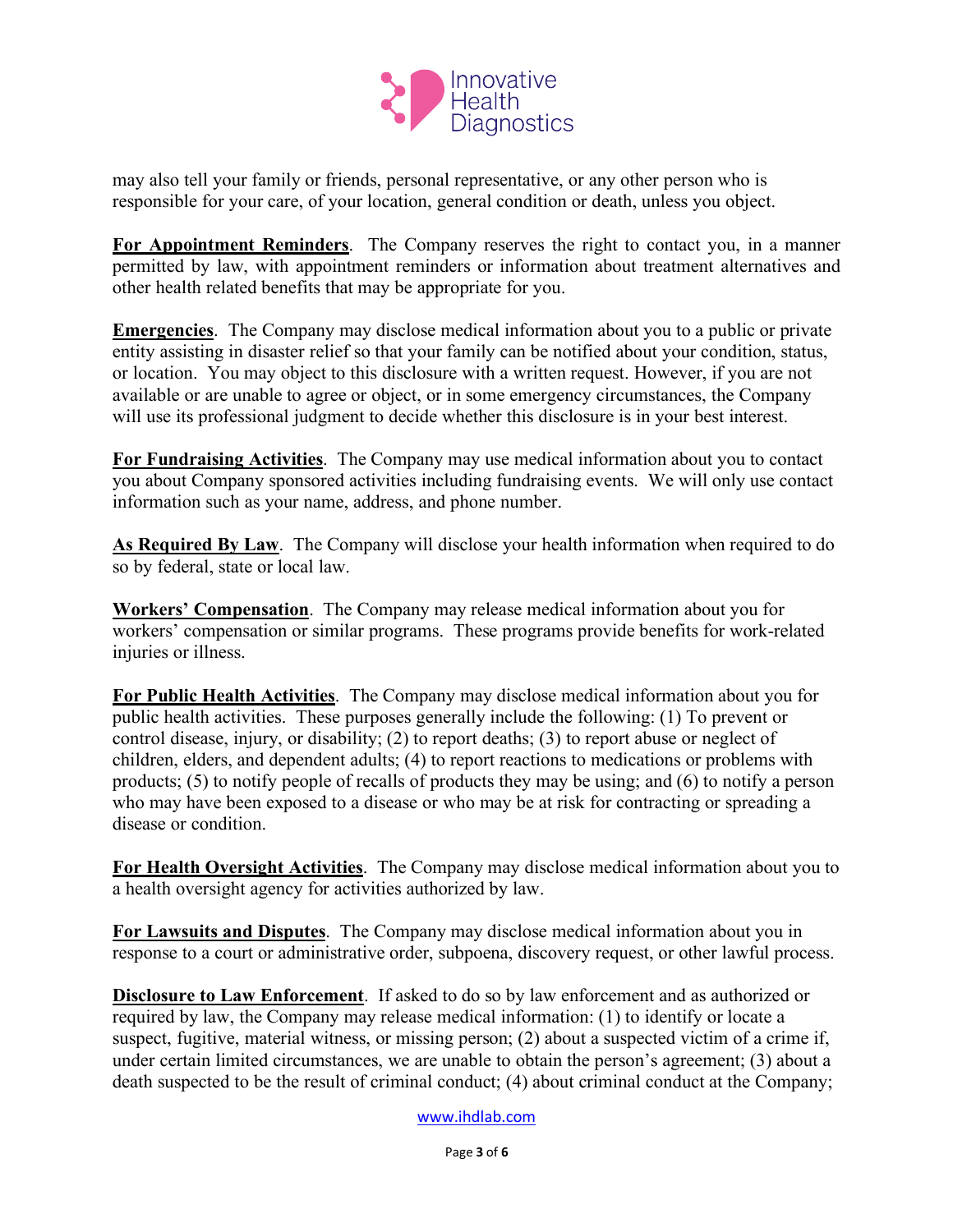may also tell your family or friends, personal representative, or any other person who is responsible for your care, of your location, general condition or death, unless you object.

**For Appointment Reminders**. The Company reserves the right to contact you, in a manner permitted by law, with appointment reminders or information about treatment alternatives and other health related benefits that may be appropriate for you.

**Emergencies**. The Company may disclose medical information about you to a public or private entity assisting in disaster relief so that your family can be notified about your condition, status, or location. You may object to this disclosure with a written request. However, if you are not available or are unable to agree or object, or in some emergency circumstances, the Company will use its professional judgment to decide whether this disclosure is in your best interest.

**For Fundraising Activities**. The Company may use medical information about you to contact you about Company sponsored activities including fundraising events. We will only use contact information such as your name, address, and phone number.

**As Required By Law**. The Company will disclose your health information when required to do so by federal, state or local law.

**Workers' Compensation**. The Company may release medical information about you for workers' compensation or similar programs. These programs provide benefits for work-related injuries or illness.

**For Public Health Activities**. The Company may disclose medical information about you for public health activities. These purposes generally include the following: (1) To prevent or control disease, injury, or disability; (2) to report deaths; (3) to report abuse or neglect of children, elders, and dependent adults; (4) to report reactions to medications or problems with products; (5) to notify people of recalls of products they may be using; and (6) to notify a person who may have been exposed to a disease or who may be at risk for contracting or spreading a disease or condition.

**For Health Oversight Activities**. The Company may disclose medical information about you to a health oversight agency for activities authorized by law.

**For Lawsuits and Disputes**. The Company may disclose medical information about you in response to a court or administrative order, subpoena, discovery request, or other lawful process.

**Disclosure to Law Enforcement**. If asked to do so by law enforcement and as authorized or required by law, the Company may release medical information: (1) to identify or locate a suspect, fugitive, material witness, or missing person; (2) about a suspected victim of a crime if, under certain limited circumstances, we are unable to obtain the person's agreement; (3) about a death suspected to be the result of criminal conduct; (4) about criminal conduct at the Company;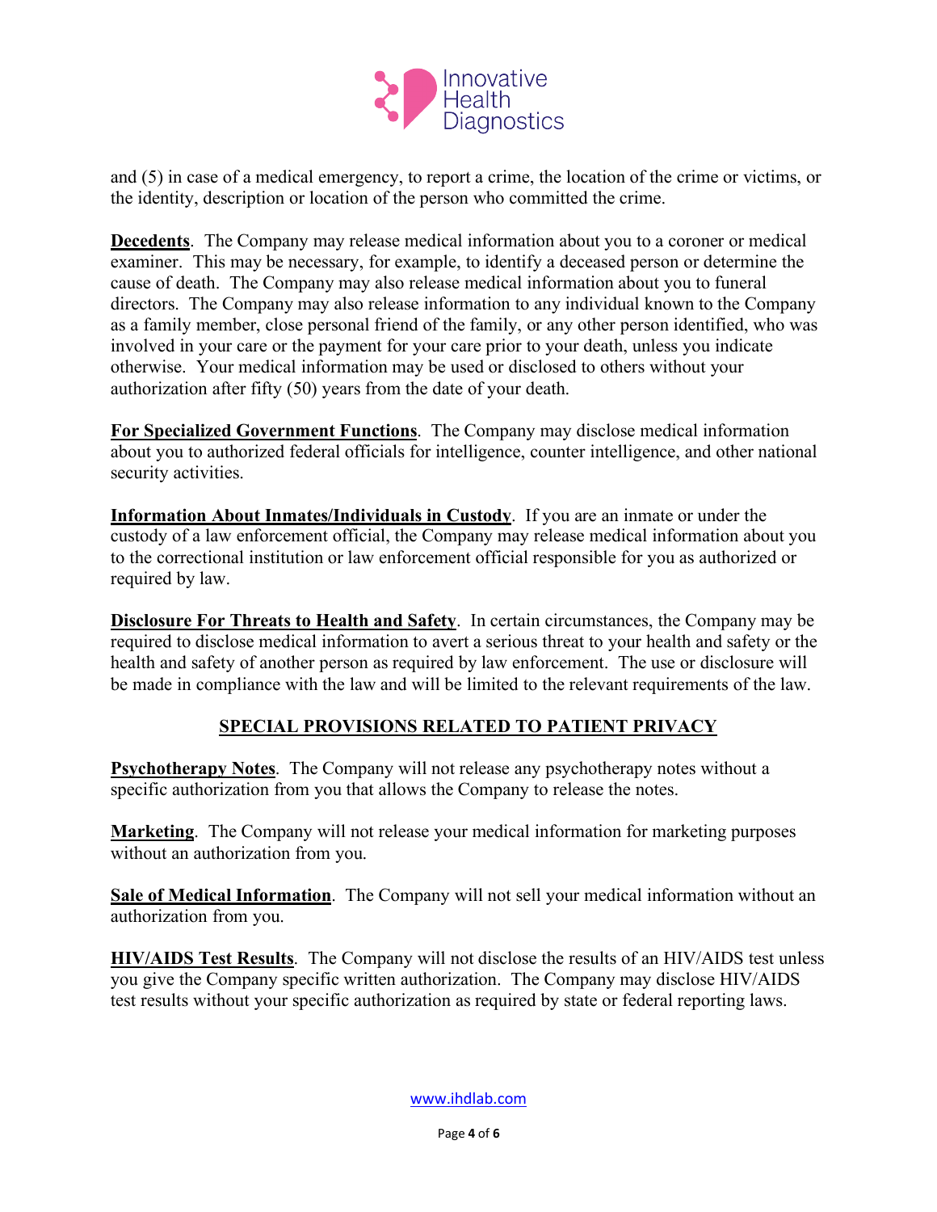and (5) in case of a medical emergency, to report a crime, the location of the crime or victims, or the identity, description or location of the person who committed the crime.

**Decedents**. The Company may release medical information about you to a coroner or medical examiner. This may be necessary, for example, to identify a deceased person or determine the cause of death. The Company may also release medical information about you to funeral directors. The Company may also release information to any individual known to the Company as a family member, close personal friend of the family, or any other person identified, who was involved in your care or the payment for your care prior to your death, unless you indicate otherwise. Your medical information may be used or disclosed to others without your authorization after fifty (50) years from the date of your death.

**For Specialized Government Functions**. The Company may disclose medical information about you to authorized federal officials for intelligence, counter intelligence, and other national security activities.

**Information About Inmates/Individuals in Custody**. If you are an inmate or under the custody of a law enforcement official, the Company may release medical information about you to the correctional institution or law enforcement official responsible for you as authorized or required by law.

**Disclosure For Threats to Health and Safety**. In certain circumstances, the Company may be required to disclose medical information to avert a serious threat to your health and safety or the health and safety of another person as required by law enforcement. The use or disclosure will be made in compliance with the law and will be limited to the relevant requirements of the law.

## SPECIAL PROVISIONS RELATED TO PATIENT PRIVACY

**Psychotherapy Notes**. The Company will not release any psychotherapy notes without a specific authorization from you that allows the Company to release the notes.

**Marketing**. The Company will not release your medical information for marketing purposes without an authorization from you.

**Sale of Medical Information**. The Company will not sell your medical information without an authorization from you.

**HIV/AIDS Test Results**. The Company will not disclose the results of an HIV/AIDS test unless you give the Company specific written authorization. The Company may disclose HIV/AIDS test results without your specific authorization as required by state or federal reporting laws.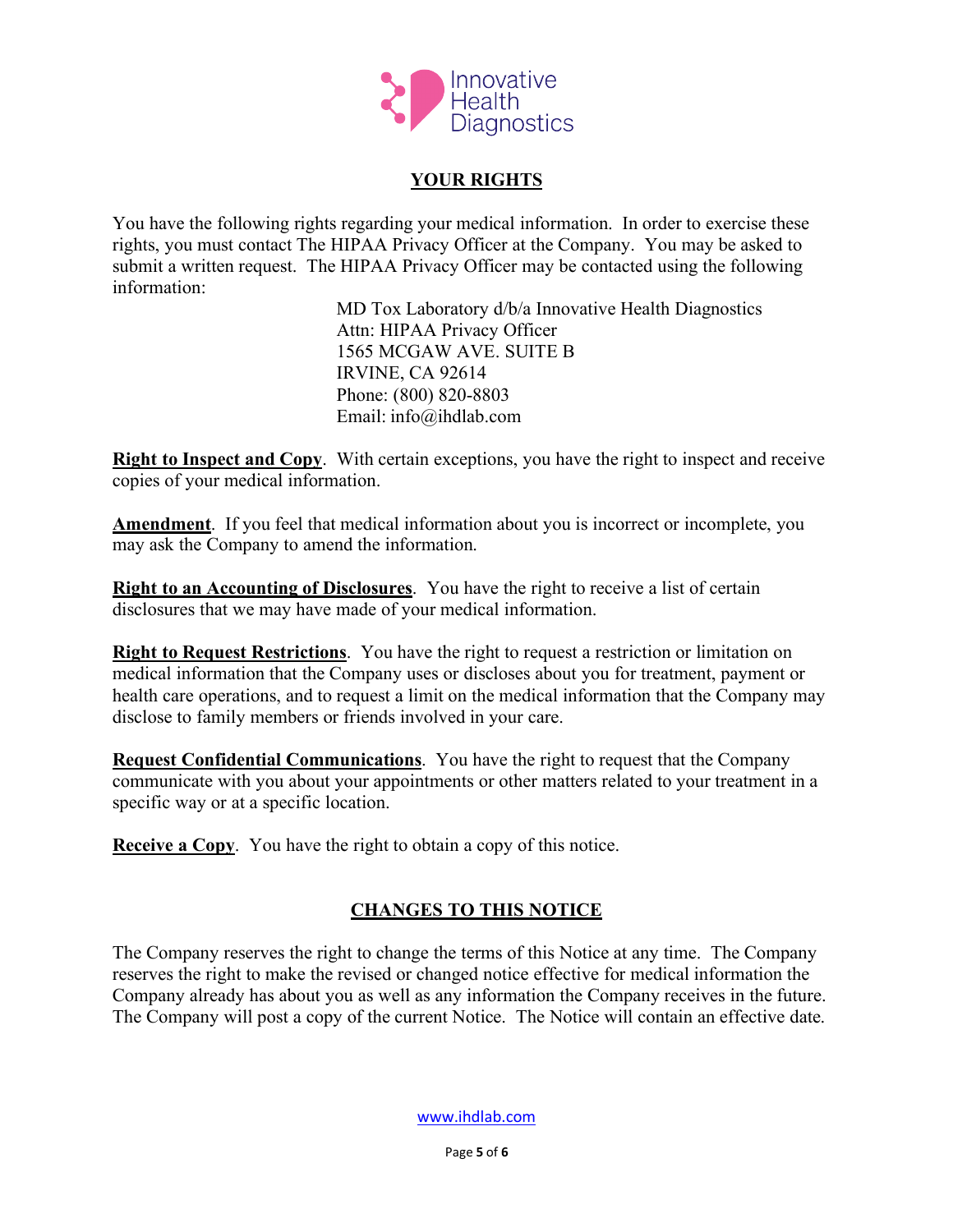## YOUR RIGHTS

You have the following rights regarding your medical information. In order to exercise these rights, you must contact The HIPAA Privacy Officer at the Company. You may be asked to submit a written request. The HIPAA Privacy Officer may be contacted using the following information:

MD Tox Laboratory d/b/a Innovative Health Diagnostics  
Attn: HIPAA Privacy Officer  
1565 MCGAW AVE. SUITE B  
IRVINE, CA 92614  
Phone: (800) 820-8803  
Email: info@ihdlab.com

**Right to Inspect and Copy**. With certain exceptions, you have the right to inspect and receive copies of your medical information.

**Amendment**. If you feel that medical information about you is incorrect or incomplete, you may ask the Company to amend the information.

**Right to an Accounting of Disclosures**. You have the right to receive a list of certain disclosures that we may have made of your medical information.

**Right to Request Restrictions**. You have the right to request a restriction or limitation on medical information that the Company uses or discloses about you for treatment, payment or health care operations, and to request a limit on the medical information that the Company may disclose to family members or friends involved in your care.

**Request Confidential Communications**. You have the right to request that the Company communicate with you about your appointments or other matters related to your treatment in a specific way or at a specific location.

**Receive a Copy**. You have the right to obtain a copy of this notice.

## CHANGES TO THIS NOTICE

The Company reserves the right to change the terms of this Notice at any time. The Company reserves the right to make the revised or changed notice effective for medical information the Company already has about you as well as any information the Company receives in the future. The Company will post a copy of the current Notice. The Notice will contain an effective date.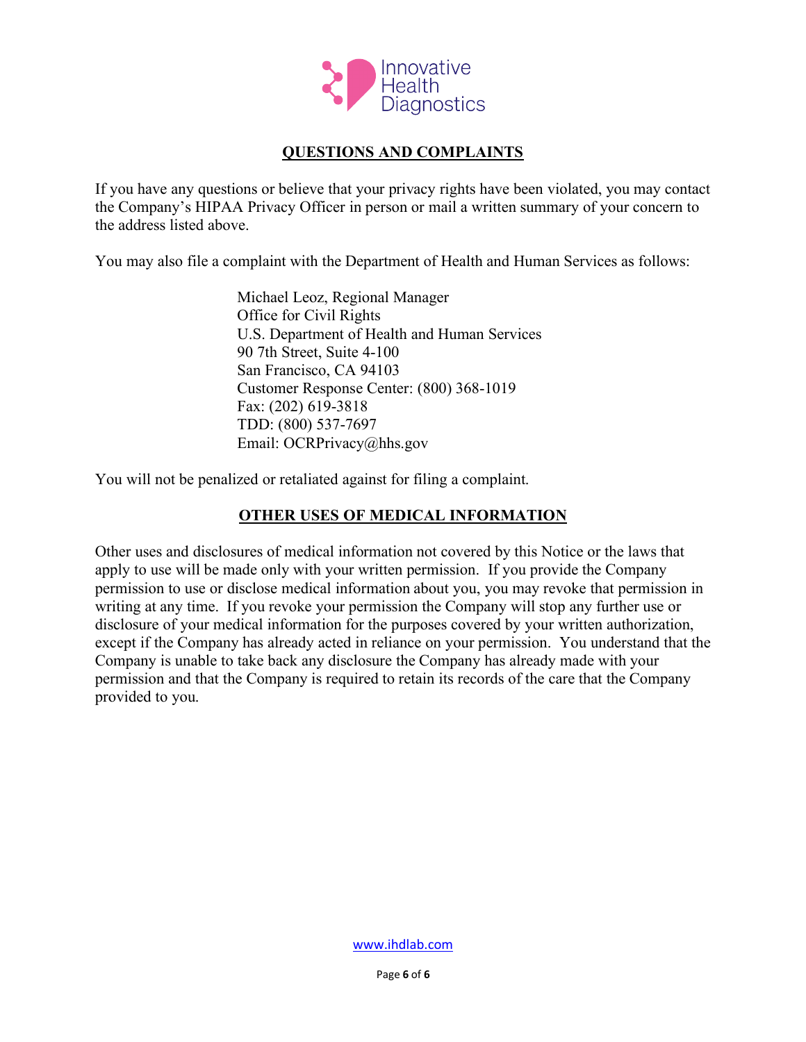## QUESTIONS AND COMPLAINTS

If you have any questions or believe that your privacy rights have been violated, you may contact the Company's HIPAA Privacy Officer in person or mail a written summary of your concern to the address listed above.

You may also file a complaint with the Department of Health and Human Services as follows:

Michael Leoz, Regional Manager
Office for Civil Rights
U.S. Department of Health and Human Services
90 7th Street, Suite 4-100
San Francisco, CA 94103
Customer Response Center: (800) 368-1019
Fax: (202) 619-3818
TDD: (800) 537-7697
Email: OCRPrivacy@hhs.gov

You will not be penalized or retaliated against for filing a complaint.

## OTHER USES OF MEDICAL INFORMATION

Other uses and disclosures of medical information not covered by this Notice or the laws that apply to use will be made only with your written permission. If you provide the Company permission to use or disclose medical information about you, you may revoke that permission in writing at any time. If you revoke your permission the Company will stop any further use or disclosure of your medical information for the purposes covered by your written authorization, except if the Company has already acted in reliance on your permission. You understand that the Company is unable to take back any disclosure the Company has already made with your permission and that the Company is required to retain its records of the care that the Company provided to you.